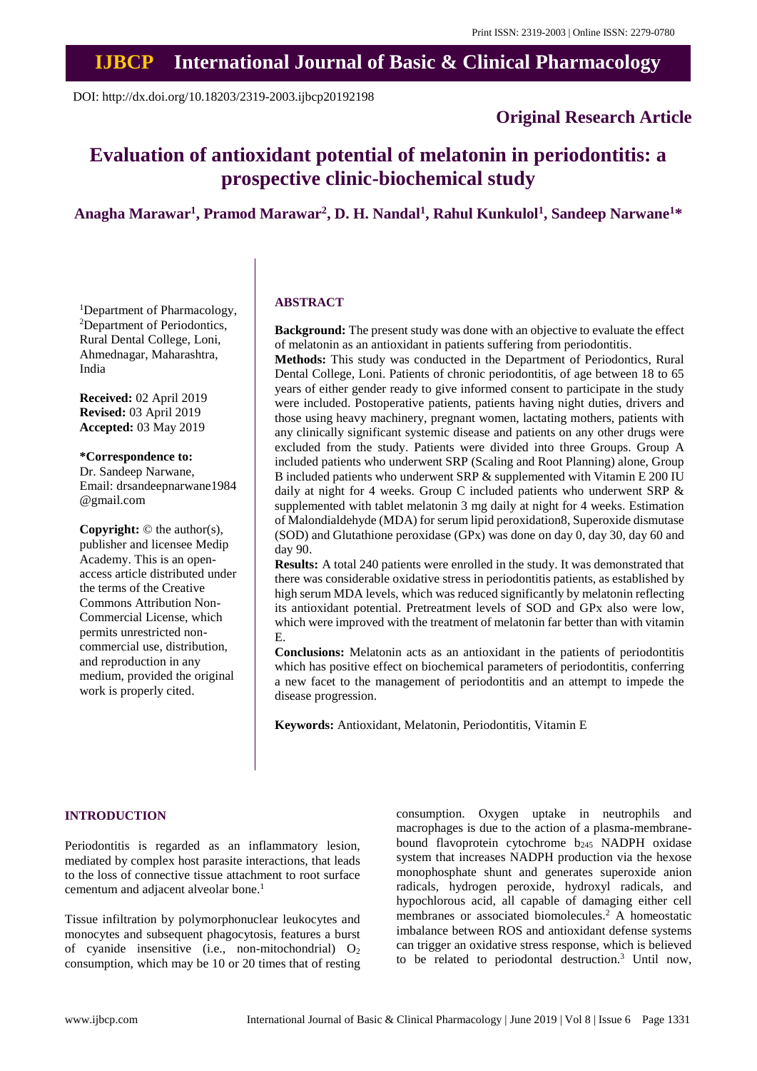Print ISSN: 2319-2003 | Online ISSN: 2279-0780

# IJBCP International Journal of Basic & Clinical Pharmacology

DOI: http://dx.doi.org/10.18203/2319-2003.ijbcp20192198

## Original Research Article

# Evaluation of antioxidant potential of melatonin in periodontitis: a prospective clinic-biochemical study

**Anagha Marawar[1], Pramod Marawar[2], D. H. Nandal[1], Rahul Kunkulol[1], Sandeep Narwane[1]\***

[1]Department of Pharmacology, [2]Department of Periodontics, Rural Dental College, Loni, Ahmednagar, Maharashtra, India

**Received:** 02 April 2019
**Revised:** 03 April 2019
**Accepted:** 03 May 2019

**\*Correspondence to:**
Dr. Sandeep Narwane,
Email: drsandeepnarwane1984@gmail.com

**Copyright:** © the author(s), publisher and licensee Medip Academy. This is an open-access article distributed under the terms of the Creative Commons Attribution Non-Commercial License, which permits unrestricted non-commercial use, distribution, and reproduction in any medium, provided the original work is properly cited.

## ABSTRACT

**Background:** The present study was done with an objective to evaluate the effect of melatonin as an antioxidant in patients suffering from periodontitis.

**Methods:** This study was conducted in the Department of Periodontics, Rural Dental College, Loni. Patients of chronic periodontitis, of age between 18 to 65 years of either gender ready to give informed consent to participate in the study were included. Postoperative patients, patients having night duties, drivers and those using heavy machinery, pregnant women, lactating mothers, patients with any clinically significant systemic disease and patients on any other drugs were excluded from the study. Patients were divided into three Groups. Group A included patients who underwent SRP (Scaling and Root Planning) alone, Group B included patients who underwent SRP & supplemented with Vitamin E 200 IU daily at night for 4 weeks. Group C included patients who underwent SRP & supplemented with tablet melatonin 3 mg daily at night for 4 weeks. Estimation of Malondialdehyde (MDA) for serum lipid peroxidation8, Superoxide dismutase (SOD) and Glutathione peroxidase (GPx) was done on day 0, day 30, day 60 and day 90.

**Results:** A total 240 patients were enrolled in the study. It was demonstrated that there was considerable oxidative stress in periodontitis patients, as established by high serum MDA levels, which was reduced significantly by melatonin reflecting its antioxidant potential. Pretreatment levels of SOD and GPx also were low, which were improved with the treatment of melatonin far better than with vitamin E.

**Conclusions:** Melatonin acts as an antioxidant in the patients of periodontitis which has positive effect on biochemical parameters of periodontitis, conferring a new facet to the management of periodontitis and an attempt to impede the disease progression.

**Keywords:** Antioxidant, Melatonin, Periodontitis, Vitamin E

## INTRODUCTION

Periodontitis is regarded as an inflammatory lesion, mediated by complex host parasite interactions, that leads to the loss of connective tissue attachment to root surface cementum and adjacent alveolar bone.[1]

Tissue infiltration by polymorphonuclear leukocytes and monocytes and subsequent phagocytosis, features a burst of cyanide insensitive (i.e., non-mitochondrial) $O_2$ consumption, which may be 10 or 20 times that of resting consumption. Oxygen uptake in neutrophils and macrophages is due to the action of a plasma-membrane-bound flavoprotein cytochrome $b_{245}$ NADPH oxidase system that increases NADPH production via the hexose monophosphate shunt and generates superoxide anion radicals, hydrogen peroxide, hydroxyl radicals, and hypochlorous acid, all capable of damaging either cell membranes or associated biomolecules.[2] A homeostatic imbalance between ROS and antioxidant defense systems can trigger an oxidative stress response, which is believed to be related to periodontal destruction.[3] Until now,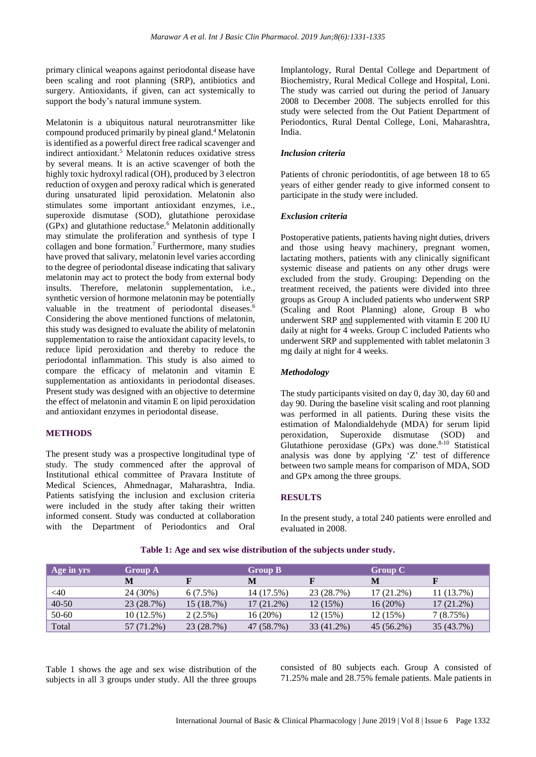primary clinical weapons against periodontal disease have been scaling and root planning (SRP), antibiotics and surgery. Antioxidants, if given, can act systemically to support the body's natural immune system.

Melatonin is a ubiquitous natural neurotransmitter like compound produced primarily by pineal gland.[4] Melatonin is identified as a powerful direct free radical scavenger and indirect antioxidant.[5] Melatonin reduces oxidative stress by several means. It is an active scavenger of both the highly toxic hydroxyl radical (OH), produced by 3 electron reduction of oxygen and peroxy radical which is generated during unsaturated lipid peroxidation. Melatonin also stimulates some important antioxidant enzymes, i.e., superoxide dismutase (SOD), glutathione peroxidase (GPx) and glutathione reductase.[6] Melatonin additionally may stimulate the proliferation and synthesis of type I collagen and bone formation.[7] Furthermore, many studies have proved that salivary, melatonin level varies according to the degree of periodontal disease indicating that salivary melatonin may act to protect the body from external body insults. Therefore, melatonin supplementation, i.e., synthetic version of hormone melatonin may be potentially valuable in the treatment of periodontal diseases.[6] Considering the above mentioned functions of melatonin, this study was designed to evaluate the ability of melatonin supplementation to raise the antioxidant capacity levels, to reduce lipid peroxidation and thereby to reduce the periodontal inflammation. This study is also aimed to compare the efficacy of melatonin and vitamin E supplementation as antioxidants in periodontal diseases. Present study was designed with an objective to determine the effect of melatonin and vitamin E on lipid peroxidation and antioxidant enzymes in periodontal disease.

## METHODS

The present study was a prospective longitudinal type of study. The study commenced after the approval of Institutional ethical committee of Pravara Institute of Medical Sciences, Ahmednagar, Maharashtra, India. Patients satisfying the inclusion and exclusion criteria were included in the study after taking their written informed consent. Study was conducted at collaboration with the Department of Periodontics and Oral Implantology, Rural Dental College and Department of Biochemistry, Rural Medical College and Hospital, Loni. The study was carried out during the period of January 2008 to December 2008. The subjects enrolled for this study were selected from the Out Patient Department of Periodontics, Rural Dental College, Loni, Maharashtra, India.

### *Inclusion criteria*

Patients of chronic periodontitis, of age between 18 to 65 years of either gender ready to give informed consent to participate in the study were included.

### *Exclusion criteria*

Postoperative patients, patients having night duties, drivers and those using heavy machinery, pregnant women, lactating mothers, patients with any clinically significant systemic disease and patients on any other drugs were excluded from the study. Grouping: Depending on the treatment received, the patients were divided into three groups as Group A included patients who underwent SRP (Scaling and Root Planning) alone, Group B who underwent SRP and supplemented with vitamin E 200 IU daily at night for 4 weeks. Group C included Patients who underwent SRP and supplemented with tablet melatonin 3 mg daily at night for 4 weeks.

### *Methodology*

The study participants visited on day 0, day 30, day 60 and day 90. During the baseline visit scaling and root planning was performed in all patients. During these visits the estimation of Malondialdehyde (MDA) for serum lipid peroxidation, Superoxide dismutase (SOD) and Glutathione peroxidase (GPx) was done.[8-10] Statistical analysis was done by applying 'Z' test of difference between two sample means for comparison of MDA, SOD and GPx among the three groups.

## RESULTS

In the present study, a total 240 patients were enrolled and evaluated in 2008.

**Table 1: Age and sex wise distribution of the subjects under study.**

| Age in yrs | Group A | | Group B | | Group C | |
|---|---|---|---|---|---|---|
| | M | F | M | F | M | F |
| <40 | 24 (30%) | 6 (7.5%) | 14 (17.5%) | 23 (28.7%) | 17 (21.2%) | 11 (13.7%) |
| 40-50 | 23 (28.7%) | 15 (18.7%) | 17 (21.2%) | 12 (15%) | 16 (20%) | 17 (21.2%) |
| 50-60 | 10 (12.5%) | 2 (2.5%) | 16 (20%) | 12 (15%) | 12 (15%) | 7 (8.75%) |
| Total | 57 (71.2%) | 23 (28.7%) | 47 (58.7%) | 33 (41.2%) | 45 (56.2%) | 35 (43.7%) |

Table 1 shows the age and sex wise distribution of the subjects in all 3 groups under study. All the three groups consisted of 80 subjects each. Group A consisted of 71.25% male and 28.75% female patients. Male patients in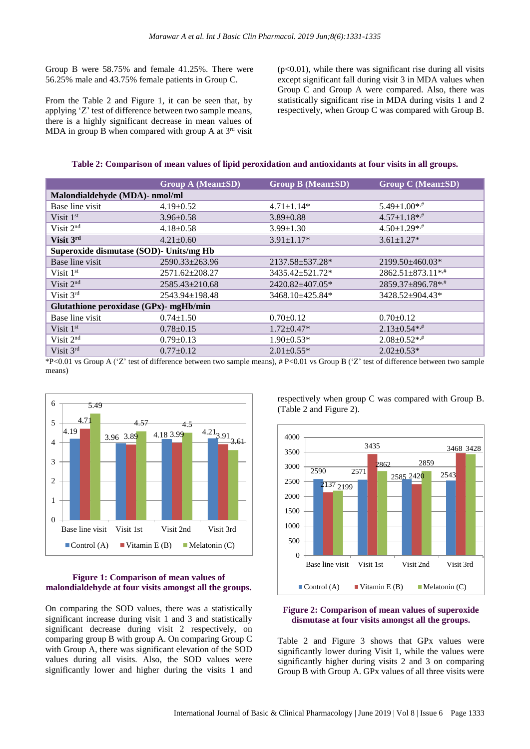Group B were 58.75% and female 41.25%. There were 56.25% male and 43.75% female patients in Group C.

From the Table 2 and Figure 1, it can be seen that, by applying 'Z' test of difference between two sample means, there is a highly significant decrease in mean values of MDA in group B when compared with group A at 3rd visit ($p<0.01$), while there was significant rise during all visits except significant fall during visit 3 in MDA values when Group C and Group A were compared. Also, there was statistically significant rise in MDA during visits 1 and 2 respectively, when Group C was compared with Group B.

**Table 2: Comparison of mean values of lipid peroxidation and antioxidants at four visits in all groups.**

| | Group A (Mean±SD) | Group B (Mean±SD) | Group C (Mean±SD) |
|---|---|---|---|
| **Malondialdehyde (MDA)- nmol/ml** | | | |
| Base line visit | 4.19±0.52 | 4.71±1.14* | 5.49±1.00*,# |
| Visit 1st | 3.96±0.58 | 3.89±0.88 | 4.57±1.18*,# |
| Visit 2nd | 4.18±0.58 | 3.99±1.30 | 4.50±1.29*,# |
| **Visit 3rd** | 4.21±0.60 | 3.91±1.17* | 3.61±1.27* |
| **Superoxide dismutase (SOD)- Units/mg Hb** | | | |
| Base line visit | 2590.33±263.96 | 2137.58±537.28* | 2199.50±460.03* |
| Visit 1st | 2571.62±208.27 | 3435.42±521.72* | 2862.51±873.11*,# |
| Visit 2nd | 2585.43±210.68 | 2420.82±407.05* | 2859.37±896.78*,# |
| Visit 3rd | 2543.94±198.48 | 3468.10±425.84* | 3428.52±904.43* |
| **Glutathione peroxidase (GPx)- mgHb/min** | | | |
| Base line visit | 0.74±1.50 | 0.70±0.12 | 0.70±0.12 |
| Visit 1st | 0.78±0.15 | 1.72±0.47* | 2.13±0.54*,# |
| Visit 2nd | 0.79±0.13 | 1.90±0.53* | 2.08±0.52*,# |
| Visit 3rd | 0.77±0.12 | 2.01±0.55* | 2.02±0.53* |

*P<0.01 vs Group A ('Z' test of difference between two sample means), # P<0.01 vs Group B ('Z' test of difference between two sample means)

**Figure 1: Comparison of mean values of malondialdehyde at four visits amongst all the groups.**

On comparing the SOD values, there was a statistically significant increase during visit 1 and 3 and statistically significant decrease during visit 2 respectively, on comparing group B with group A. On comparing Group C with Group A, there was significant elevation of the SOD values during all visits. Also, the SOD values were significantly lower and higher during the visits 1 and respectively when group C was compared with Group B. (Table 2 and Figure 2).

**Figure 2: Comparison of mean values of superoxide dismutase at four visits amongst all the groups.**

Table 2 and Figure 3 shows that GPx values were significantly lower during Visit 1, while the values were significantly higher during visits 2 and 3 on comparing Group B with Group A. GPx values of all three visits were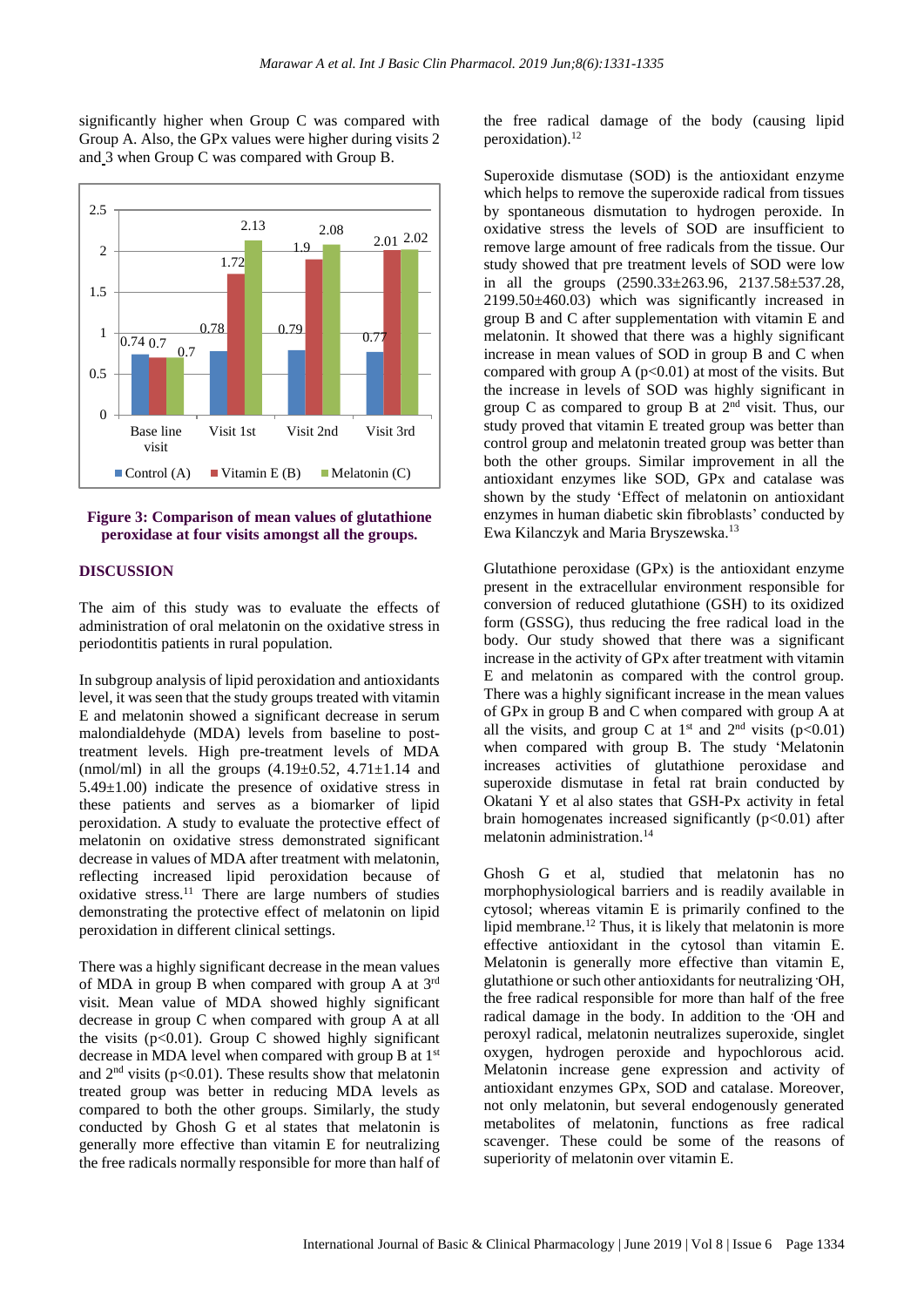significantly higher when Group C was compared with Group A. Also, the GPx values were higher during visits 2 and 3 when Group C was compared with Group B.

**Figure 3: Comparison of mean values of glutathione peroxidase at four visits amongst all the groups.**

## DISCUSSION

The aim of this study was to evaluate the effects of administration of oral melatonin on the oxidative stress in periodontitis patients in rural population.

In subgroup analysis of lipid peroxidation and antioxidants level, it was seen that the study groups treated with vitamin E and melatonin showed a significant decrease in serum malondialdehyde (MDA) levels from baseline to post-treatment levels. High pre-treatment levels of MDA (nmol/ml) in all the groups (4.19±0.52, 4.71±1.14 and 5.49±1.00) indicate the presence of oxidative stress in these patients and serves as a biomarker of lipid peroxidation. A study to evaluate the protective effect of melatonin on oxidative stress demonstrated significant decrease in values of MDA after treatment with melatonin, reflecting increased lipid peroxidation because of oxidative stress.[11] There are large numbers of studies demonstrating the protective effect of melatonin on lipid peroxidation in different clinical settings.

There was a highly significant decrease in the mean values of MDA in group B when compared with group A at 3rd visit. Mean value of MDA showed highly significant decrease in group C when compared with group A at all the visits ($p<0.01$). Group C showed highly significant decrease in MDA level when compared with group B at 1st and 2nd visits ($p<0.01$). These results show that melatonin treated group was better in reducing MDA levels as compared to both the other groups. Similarly, the study conducted by Ghosh G et al states that melatonin is generally more effective than vitamin E for neutralizing the free radicals normally responsible for more than half of the free radical damage of the body (causing lipid peroxidation).[12]

Superoxide dismutase (SOD) is the antioxidant enzyme which helps to remove the superoxide radical from tissues by spontaneous dismutation to hydrogen peroxide. In oxidative stress the levels of SOD are insufficient to remove large amount of free radicals from the tissue. Our study showed that pre treatment levels of SOD were low in all the groups (2590.33±263.96, 2137.58±537.28, 2199.50±460.03) which was significantly increased in group B and C after supplementation with vitamin E and melatonin. It showed that there was a highly significant increase in mean values of SOD in group B and C when compared with group A ($p<0.01$) at most of the visits. But the increase in levels of SOD was highly significant in group C as compared to group B at 2nd visit. Thus, our study proved that vitamin E treated group was better than control group and melatonin treated group was better than both the other groups. Similar improvement in all the antioxidant enzymes like SOD, GPx and catalase was shown by the study 'Effect of melatonin on antioxidant enzymes in human diabetic skin fibroblasts' conducted by Ewa Kilanczyk and Maria Bryszewska.[13]

Glutathione peroxidase (GPx) is the antioxidant enzyme present in the extracellular environment responsible for conversion of reduced glutathione (GSH) to its oxidized form (GSSG), thus reducing the free radical load in the body. Our study showed that there was a significant increase in the activity of GPx after treatment with vitamin E and melatonin as compared with the control group. There was a highly significant increase in the mean values of GPx in group B and C when compared with group A at all the visits, and group C at 1st and 2nd visits ($p<0.01$) when compared with group B. The study 'Melatonin increases activities of glutathione peroxidase and superoxide dismutase in fetal rat brain conducted by Okatani Y et al also states that GSH-Px activity in fetal brain homogenates increased significantly ($p<0.01$) after melatonin administration.[14]

Ghosh G et al, studied that melatonin has no morphophysiological barriers and is readily available in cytosol; whereas vitamin E is primarily confined to the lipid membrane.[12] Thus, it is likely that melatonin is more effective antioxidant in the cytosol than vitamin E. Melatonin is generally more effective than vitamin E, glutathione or such other antioxidants for neutralizing ·OH, the free radical responsible for more than half of the free radical damage in the body. In addition to the ·OH and peroxyl radical, melatonin neutralizes superoxide, singlet oxygen, hydrogen peroxide and hypochlorous acid. Melatonin increase gene expression and activity of antioxidant enzymes GPx, SOD and catalase. Moreover, not only melatonin, but several endogenously generated metabolites of melatonin, functions as free radical scavenger. These could be some of the reasons of superiority of melatonin over vitamin E.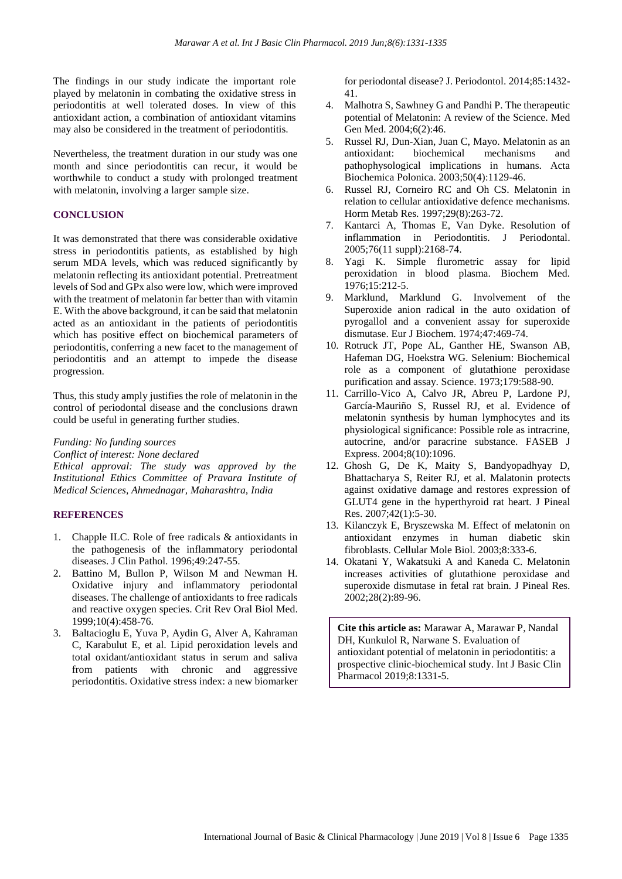The findings in our study indicate the important role played by melatonin in combating the oxidative stress in periodontitis at well tolerated doses. In view of this antioxidant action, a combination of antioxidant vitamins may also be considered in the treatment of periodontitis.

Nevertheless, the treatment duration in our study was one month and since periodontitis can recur, it would be worthwhile to conduct a study with prolonged treatment with melatonin, involving a larger sample size.

## CONCLUSION

It was demonstrated that there was considerable oxidative stress in periodontitis patients, as established by high serum MDA levels, which was reduced significantly by melatonin reflecting its antioxidant potential. Pretreatment levels of Sod and GPx also were low, which were improved with the treatment of melatonin far better than with vitamin E. With the above background, it can be said that melatonin acted as an antioxidant in the patients of periodontitis which has positive effect on biochemical parameters of periodontitis, conferring a new facet to the management of periodontitis and an attempt to impede the disease progression.

Thus, this study amply justifies the role of melatonin in the control of periodontal disease and the conclusions drawn could be useful in generating further studies.

*Funding: No funding sources*
*Conflict of interest: None declared*
*Ethical approval: The study was approved by the Institutional Ethics Committee of Pravara Institute of Medical Sciences, Ahmednagar, Maharashtra, India*

## REFERENCES

1. Chapple ILC. Role of free radicals & antioxidants in the pathogenesis of the inflammatory periodontal diseases. J Clin Pathol. 1996;49:247-55.
2. Battino M, Bullon P, Wilson M and Newman H. Oxidative injury and inflammatory periodontal diseases. The challenge of antioxidants to free radicals and reactive oxygen species. Crit Rev Oral Biol Med. 1999;10(4):458-76.
3. Baltacioglu E, Yuva P, Aydin G, Alver A, Kahraman C, Karabulut E, et al. Lipid peroxidation levels and total oxidant/antioxidant status in serum and saliva from patients with chronic and aggressive periodontitis. Oxidative stress index: a new biomarker for periodontal disease? J. Periodontol. 2014;85:1432-41.
4. Malhotra S, Sawhney G and Pandhi P. The therapeutic potential of Melatonin: A review of the Science. Med Gen Med. 2004;6(2):46.
5. Russel RJ, Dun-Xian, Juan C, Mayo. Melatonin as an antioxidant: biochemical mechanisms and pathophysological implications in humans. Acta Biochemica Polonica. 2003;50(4):1129-46.
6. Russel RJ, Corneiro RC and Oh CS. Melatonin in relation to cellular antioxidative defence mechanisms. Horm Metab Res. 1997;29(8):263-72.
7. Kantarci A, Thomas E, Van Dyke. Resolution of inflammation in Periodontitis. J Periodontal. 2005;76(11 suppl):2168-74.
8. Yagi K. Simple flurometric assay for lipid peroxidation in blood plasma. Biochem Med. 1976;15:212-5.
9. Marklund, Marklund G. Involvement of the Superoxide anion radical in the auto oxidation of pyrogallol and a convenient assay for superoxide dismutase. Eur J Biochem. 1974;47:469-74.
10. Rotruck JT, Pope AL, Ganther HE, Swanson AB, Hafeman DG, Hoekstra WG. Selenium: Biochemical role as a component of glutathione peroxidase purification and assay. Science. 1973;179:588-90.
11. Carrillo-Vico A, Calvo JR, Abreu P, Lardone PJ, García-Mauriño S, Russel RJ, et al. Evidence of melatonin synthesis by human lymphocytes and its physiological significance: Possible role as intracrine, autocrine, and/or paracrine substance. FASEB J Express. 2004;8(10):1096.
12. Ghosh G, De K, Maity S, Bandyopadhyay D, Bhattacharya S, Reiter RJ, et al. Malatonin protects against oxidative damage and restores expression of GLUT4 gene in the hyperthyroid rat heart. J Pineal Res. 2007;42(1):5-30.
13. Kilanczyk E, Bryszewska M. Effect of melatonin on antioxidant enzymes in human diabetic skin fibroblasts. Cellular Mole Biol. 2003;8:333-6.
14. Okatani Y, Wakatsuki A and Kaneda C. Melatonin increases activities of glutathione peroxidase and superoxide dismutase in fetal rat brain. J Pineal Res. 2002;28(2):89-96.

**Cite this article as:** Marawar A, Marawar P, Nandal DH, Kunkulol R, Narwane S. Evaluation of antioxidant potential of melatonin in periodontitis: a prospective clinic-biochemical study. Int J Basic Clin Pharmacol 2019;8:1331-5.